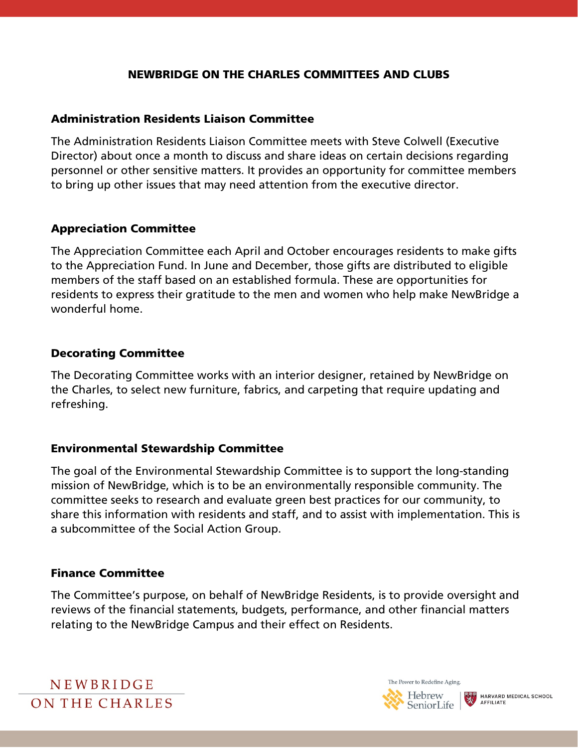# NEWBRIDGE ON THE CHARLES COMMITTEES AND CLUBS

## Administration Residents Liaison Committee

The Administration Residents Liaison Committee meets with Steve Colwell (Executive Director) about once a month to discuss and share ideas on certain decisions regarding personnel or other sensitive matters. It provides an opportunity for committee members to bring up other issues that may need attention from the executive director.

## Appreciation Committee

The Appreciation Committee each April and October encourages residents to make gifts to the Appreciation Fund. In June and December, those gifts are distributed to eligible members of the staff based on an established formula. These are opportunities for residents to express their gratitude to the men and women who help make NewBridge a wonderful home.

## Decorating Committee

The Decorating Committee works with an interior designer, retained by NewBridge on the Charles, to select new furniture, fabrics, and carpeting that require updating and refreshing.

## Environmental Stewardship Committee

The goal of the Environmental Stewardship Committee is to support the long-standing mission of NewBridge, which is to be an environmentally responsible community. The committee seeks to research and evaluate green best practices for our community, to share this information with residents and staff, and to assist with implementation. This is a subcommittee of the Social Action Group.

## Finance Committee

The Committee's purpose, on behalf of NewBridge Residents, is to provide oversight and reviews of the financial statements, budgets, performance, and other financial matters relating to the NewBridge Campus and their effect on Residents.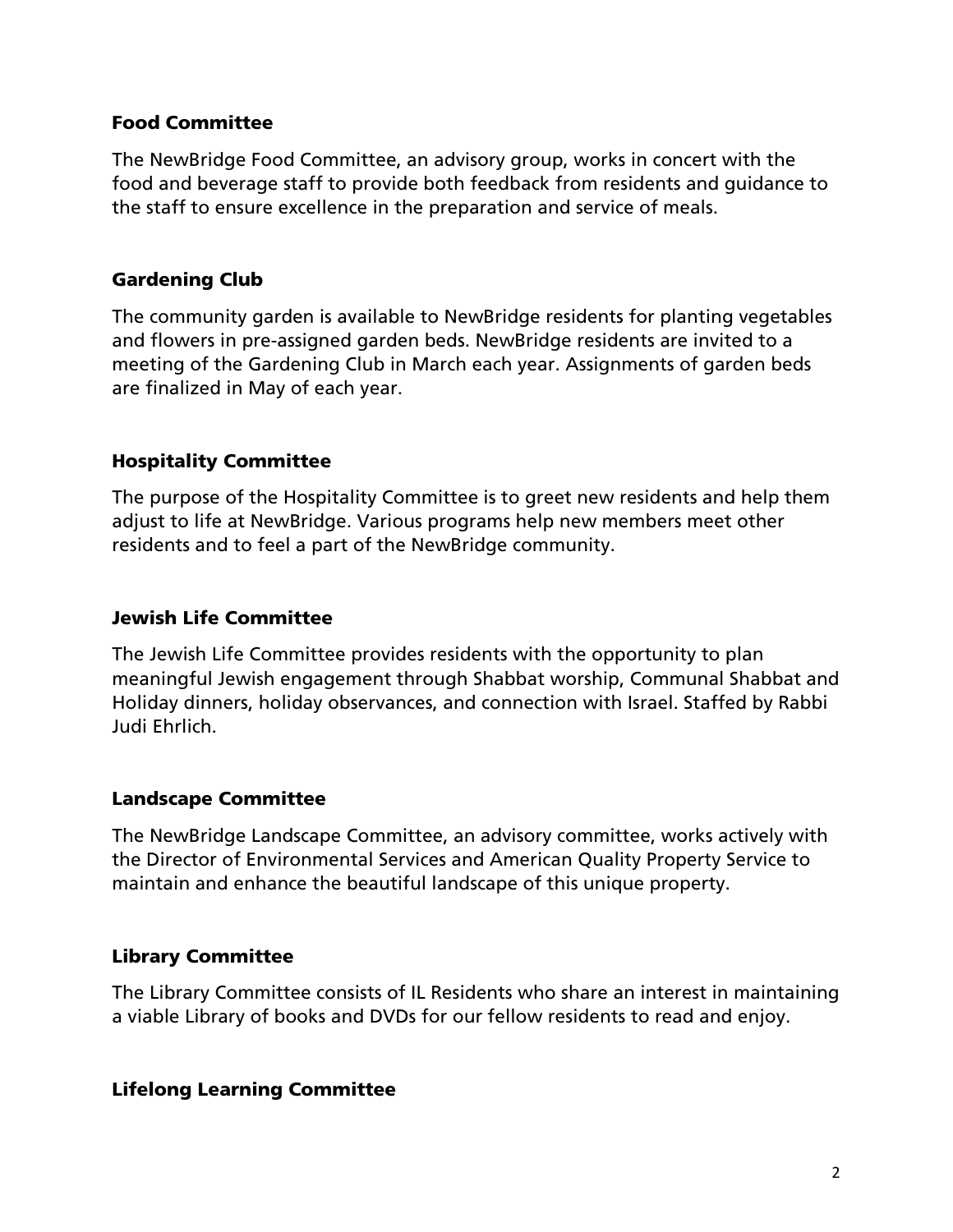### Food Committee

The NewBridge Food Committee, an advisory group, works in concert with the food and beverage staff to provide both feedback from residents and guidance to the staff to ensure excellence in the preparation and service of meals.

### Gardening Club

The community garden is available to NewBridge residents for planting vegetables and flowers in pre-assigned garden beds. NewBridge residents are invited to a meeting of the Gardening Club in March each year. Assignments of garden beds are finalized in May of each year.

### Hospitality Committee

The purpose of the Hospitality Committee is to greet new residents and help them adjust to life at NewBridge. Various programs help new members meet other residents and to feel a part of the NewBridge community.

### Jewish Life Committee

The Jewish Life Committee provides residents with the opportunity to plan meaningful Jewish engagement through Shabbat worship, Communal Shabbat and Holiday dinners, holiday observances, and connection with Israel. Staffed by Rabbi Judi Ehrlich.

### Landscape Committee

The NewBridge Landscape Committee, an advisory committee, works actively with the Director of Environmental Services and American Quality Property Service to maintain and enhance the beautiful landscape of this unique property.

### Library Committee

The Library Committee consists of IL Residents who share an interest in maintaining a viable Library of books and DVDs for our fellow residents to read and enjoy.

### Lifelong Learning Committee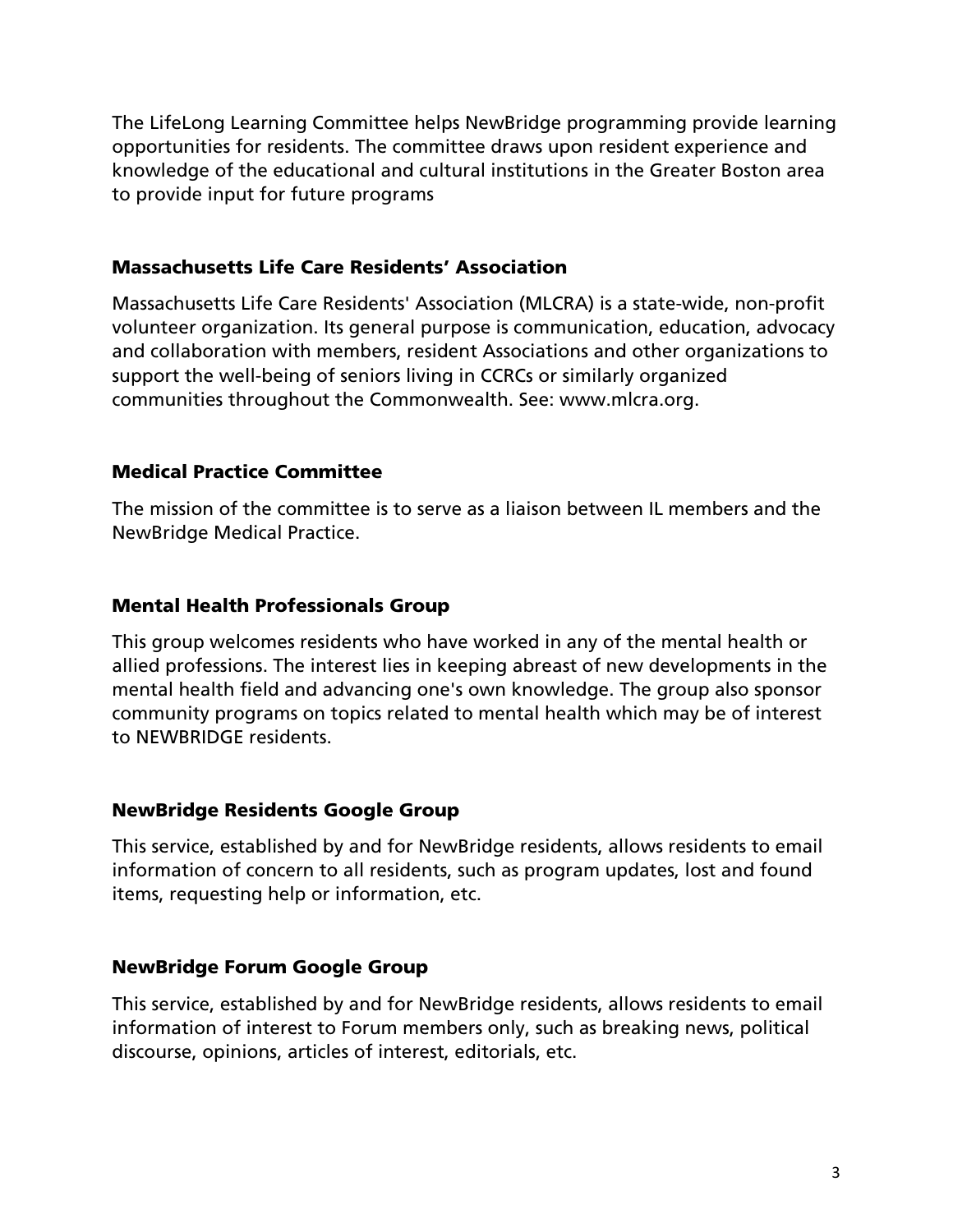The LifeLong Learning Committee helps NewBridge programming provide learning opportunities for residents. The committee draws upon resident experience and knowledge of the educational and cultural institutions in the Greater Boston area to provide input for future programs

### Massachusetts Life Care Residents' Association

Massachusetts Life Care Residents' Association (MLCRA) is a state-wide, non-profit volunteer organization. Its general purpose is communication, education, advocacy and collaboration with members, resident Associations and other organizations to support the well-being of seniors living in CCRCs or similarly organized communities throughout the Commonwealth. See: www.mlcra.org.

### Medical Practice Committee

The mission of the committee is to serve as a liaison between IL members and the NewBridge Medical Practice.

### Mental Health Professionals Group

This group welcomes residents who have worked in any of the mental health or allied professions. The interest lies in keeping abreast of new developments in the mental health field and advancing one's own knowledge. The group also sponsor community programs on topics related to mental health which may be of interest to NEWBRIDGE residents.

### NewBridge Residents Google Group

This service, established by and for NewBridge residents, allows residents to email information of concern to all residents, such as program updates, lost and found items, requesting help or information, etc.

### NewBridge Forum Google Group

This service, established by and for NewBridge residents, allows residents to email information of interest to Forum members only, such as breaking news, political discourse, opinions, articles of interest, editorials, etc.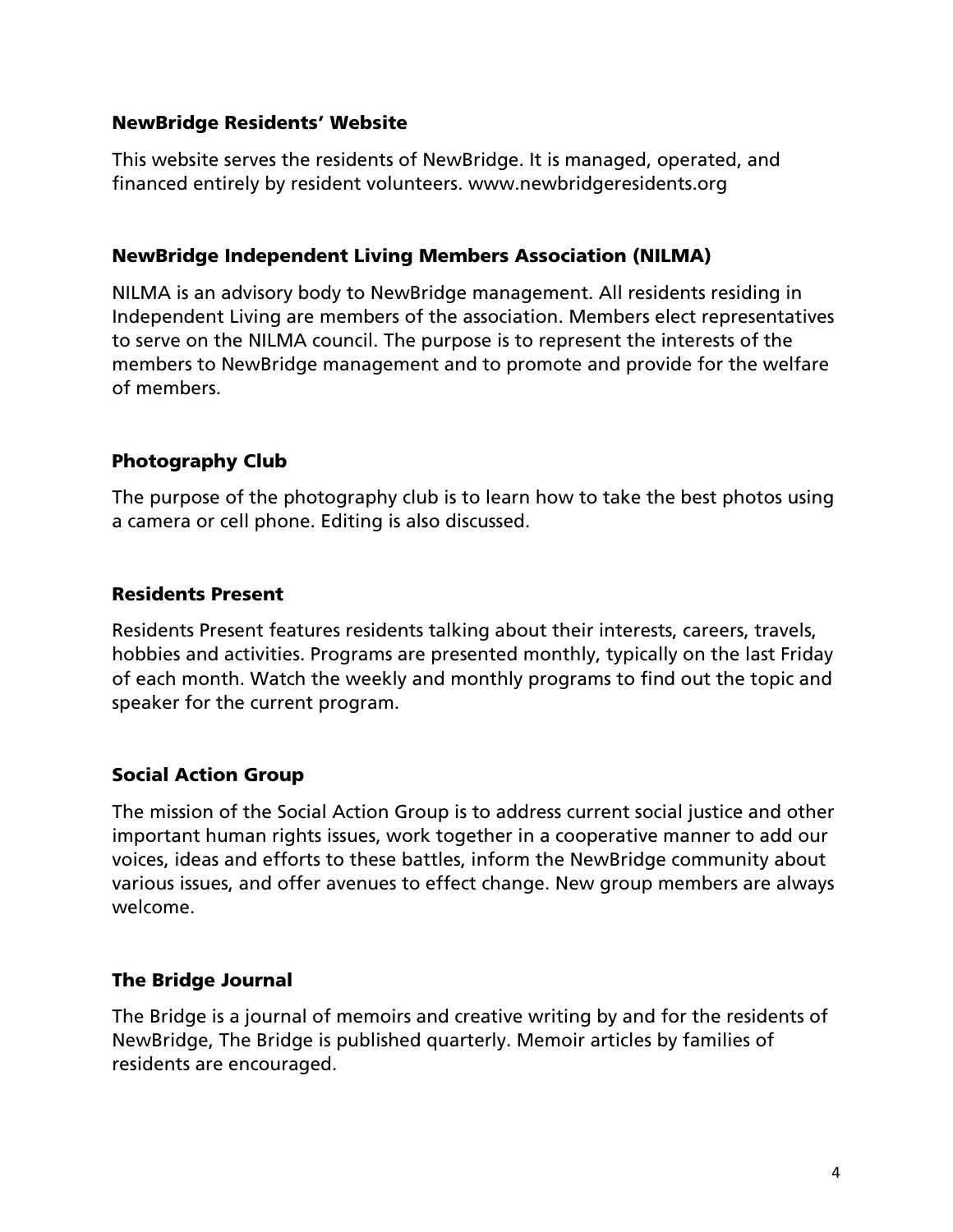### NewBridge Residents' Website

This website serves the residents of NewBridge. It is managed, operated, and financed entirely by resident volunteers. www.newbridgeresidents.org

### NewBridge Independent Living Members Association (NILMA)

NILMA is an advisory body to NewBridge management. All residents residing in Independent Living are members of the association. Members elect representatives to serve on the NILMA council. The purpose is to represent the interests of the members to NewBridge management and to promote and provide for the welfare of members.

### Photography Club

The purpose of the photography club is to learn how to take the best photos using a camera or cell phone. Editing is also discussed.

### Residents Present

Residents Present features residents talking about their interests, careers, travels, hobbies and activities. Programs are presented monthly, typically on the last Friday of each month. Watch the weekly and monthly programs to find out the topic and speaker for the current program.

### Social Action Group

The mission of the Social Action Group is to address current social justice and other important human rights issues, work together in a cooperative manner to add our voices, ideas and efforts to these battles, inform the NewBridge community about various issues, and offer avenues to effect change. New group members are always welcome.

### The Bridge Journal

The Bridge is a journal of memoirs and creative writing by and for the residents of NewBridge, The Bridge is published quarterly. Memoir articles by families of residents are encouraged.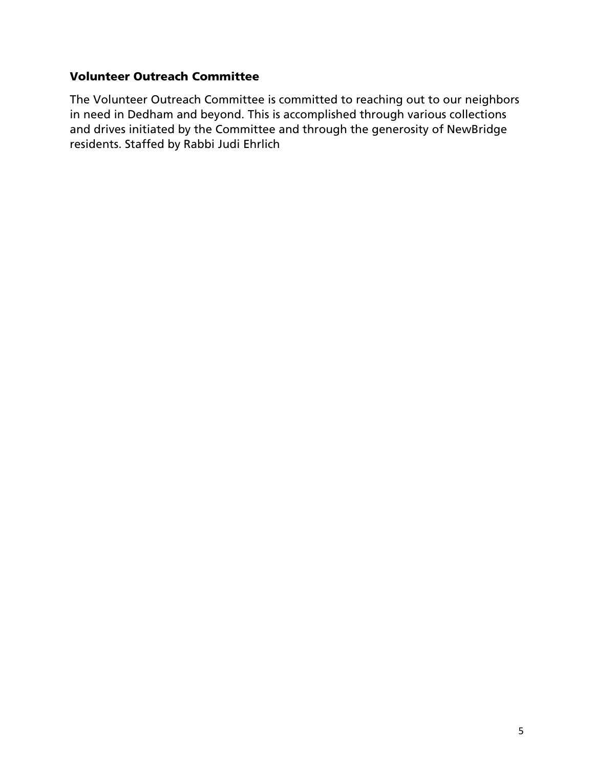### Volunteer Outreach Committee

The Volunteer Outreach Committee is committed to reaching out to our neighbors in need in Dedham and beyond. This is accomplished through various collections and drives initiated by the Committee and through the generosity of NewBridge residents. Staffed by Rabbi Judi Ehrlich